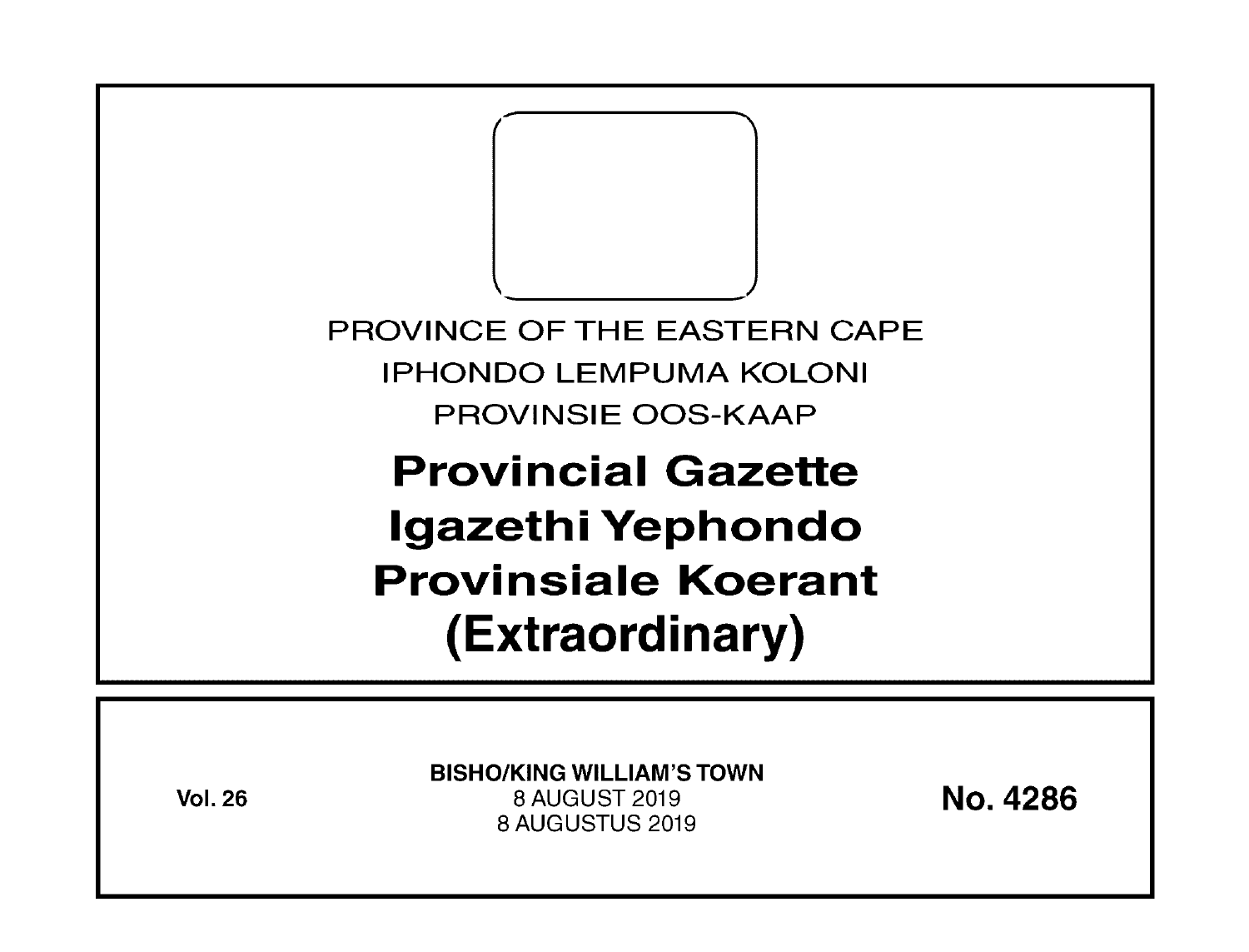PROVINCE OF THE EASTERN CAPE

IPHONDO LEMPUMA KOLONI

PROVINSIE OOS-KAAP

# Provincial Gazette
# Igazethi Yephondo
# Provinsiale Koerant
# (Extraordinary)

**Vol. 26**

**BISHO/KING WILLIAM'S TOWN**
8 AUGUST 2019
8 AUGUSTUS 2019

**No. 4286**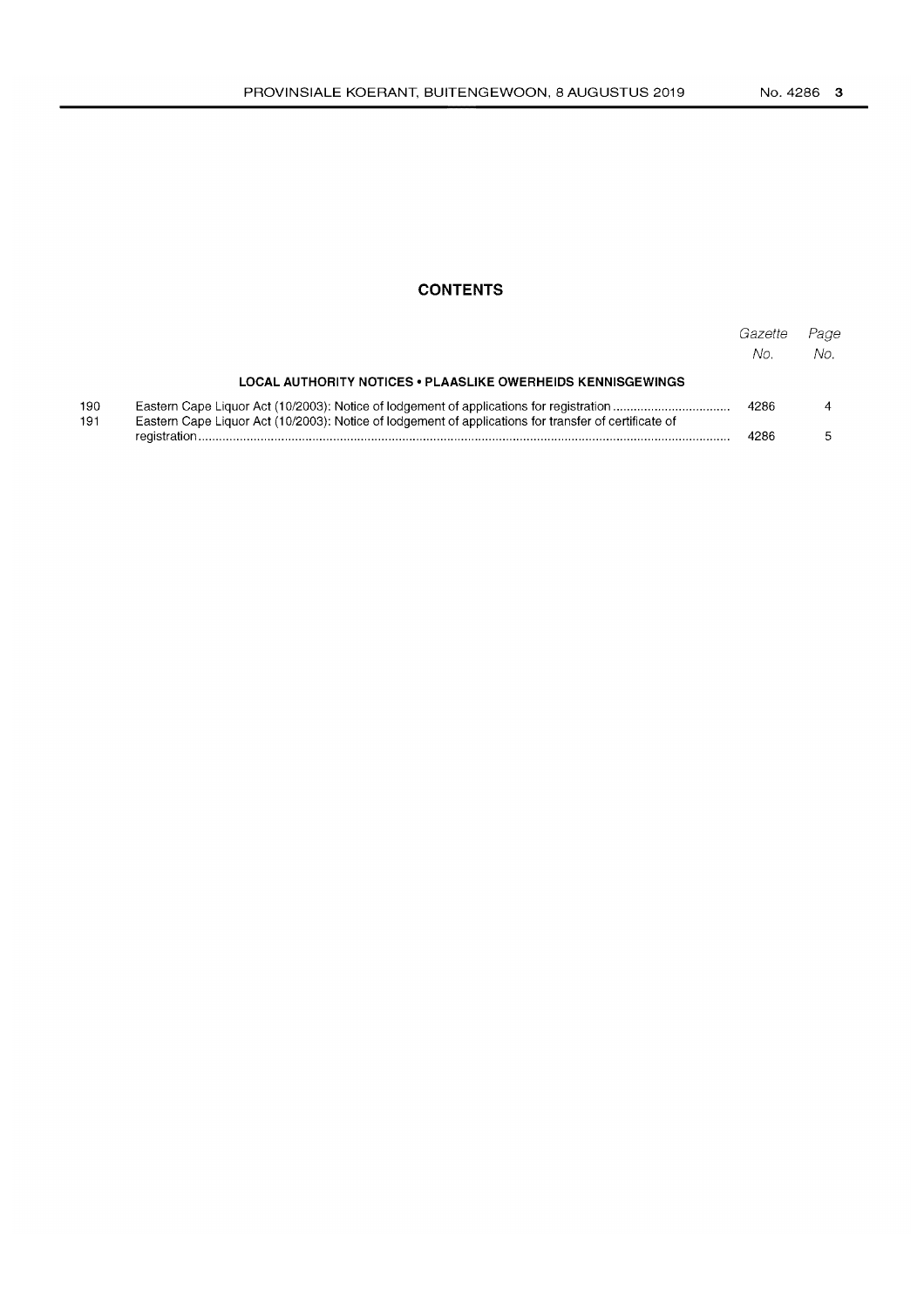## CONTENTS

| | | Gazette No. | Page No. |
|---|---|---|---|
| | **LOCAL AUTHORITY NOTICES • PLAASLIKE OWERHEIDS KENNISGEWINGS** | | |
| 190 | Eastern Cape Liquor Act (10/2003): Notice of lodgement of applications for registration | 4286 | 4 |
| 191 | Eastern Cape Liquor Act (10/2003): Notice of lodgement of applications for transfer of certificate of registration | 4286 | 5 |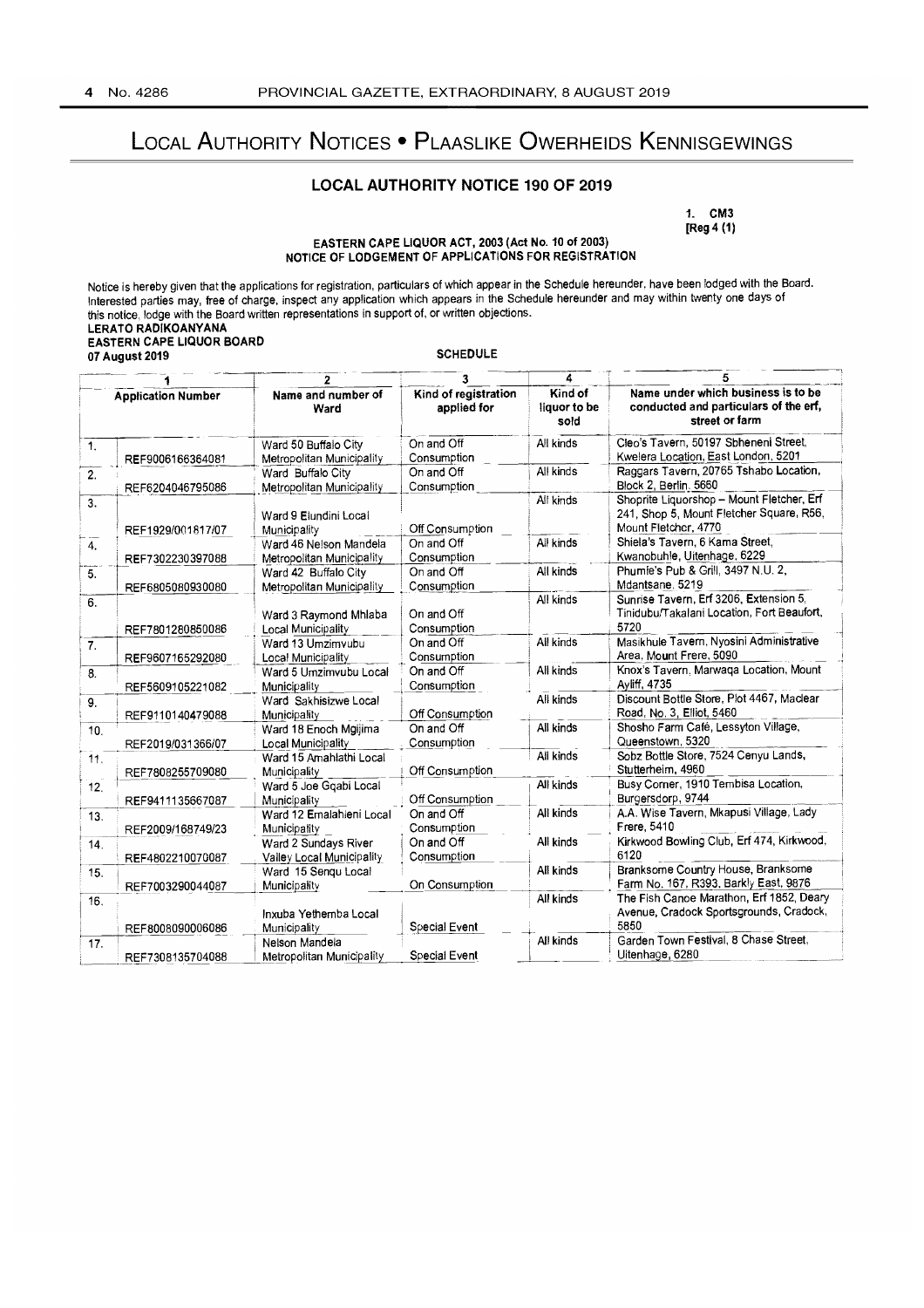# LOCAL AUTHORITY NOTICES • PLAASLIKE OWERHEIDS KENNISGEWINGS

## LOCAL AUTHORITY NOTICE 190 OF 2019

1. CM3
[Reg 4 (1)

### EASTERN CAPE LIQUOR ACT, 2003 (Act No. 10 of 2003)
### NOTICE OF LODGEMENT OF APPLICATIONS FOR REGISTRATION

Notice is hereby given that the applications for registration, particulars of which appear in the Schedule hereunder, have been lodged with the Board. Interested parties may, free of charge, inspect any application which appears in the Schedule hereunder and may within twenty one days of this notice, lodge with the Board written representations in support of, or written objections.

**LERATO RADIKOANYANA**
**EASTERN CAPE LIQUOR BOARD**
**07 August 2019**

**SCHEDULE**

| 1 | | 2 | 3 | 4 | 5 |
|---|---|---|---|---|---|
| **Application Number** | | **Name and number of Ward** | **Kind of registration applied for** | **Kind of liquor to be sold** | **Name under which business is to be conducted and particulars of the erf, street or farm** |
| 1. | REF9006166364081 | Ward 50 Buffalo City Metropolitan Municipality | On and Off Consumption | All kinds | Cleo's Tavern, 50197 Sbheneni Street, Kwelera Location, East London, 5201 |
| 2. | REF6204046795086 | Ward Buffalo City Metropolitan Municipality | On and Off Consumption | All kinds | Raggars Tavern, 20765 Tshabo Location, Block 2, Berlin, 5660 |
| 3. | REF1929/001817/07 | Ward 9 Elundini Local Municipality | Off Consumption | All kinds | Shoprite Liquorshop – Mount Fletcher, Erf 241, Shop 5, Mount Fletcher Square, R56, Mount Fletcher, 4770 |
| 4. | REF7302230397088 | Ward 46 Nelson Mandela Metropolitan Municipality | On and Off Consumption | All kinds | Shiela's Tavern, 6 Kama Street, Kwanobuhle, Uitenhage, 6229 |
| 5. | REF6805080930080 | Ward 42 Buffalo City Metropolitan Municipality | On and Off Consumption | All kinds | Phumie's Pub & Grill, 3497 N.U. 2, Mdantsane, 5219 |
| 6. | REF7801280850086 | Ward 3 Raymond Mhlaba Local Municipality | On and Off Consumption | All kinds | Sunrise Tavern, Erf 3206, Extension 5, Tinidubu/Takalani Location, Fort Beaufort, 5720 |
| 7. | REF9607165292080 | Ward 13 Umzimvubu Local Municipality | On and Off Consumption | All kinds | Masikhule Tavern, Nyosini Administrative Area, Mount Frere, 5090 |
| 8. | REF5609105221082 | Ward 5 Umzimvubu Local Municipality | On and Off Consumption | All kinds | Knox's Tavern, Marwaqa Location, Mount Ayliff, 4735 |
| 9. | REF9110140479088 | Ward Sakhisizwe Local Municipality | Off Consumption | All kinds | Discount Bottle Store, Plot 4467, Maclear Road, No. 3, Elliot, 5460 |
| 10. | REF2019/031366/07 | Ward 18 Enoch Mgijima Local Municipality | On and Off Consumption | All kinds | Shosho Farm Café, Lessyton Village, Queenstown, 5320 |
| 11. | REF7808255709080 | Ward 15 Amahlathi Local Municipality | Off Consumption | All kinds | Sobz Bottle Store, 7524 Cenyu Lands, Stutterheim, 4960 |
| 12. | REF9411135667087 | Ward 5 Joe Gqabi Local Municipality | Off Consumption | All kinds | Busy Corner, 1910 Tembisa Location, Burgersdorp, 9744 |
| 13. | REF2009/168749/23 | Ward 12 Emalahleni Local Municipality | On and Off Consumption | All kinds | A.A. Wise Tavern, Mkapusi Village, Lady Frere, 5410 |
| 14. | REF4802210070087 | Ward 2 Sundays River Valley Local Municipality | On and Off Consumption | All kinds | Kirkwood Bowling Club, Erf 474, Kirkwood, 6120 |
| 15. | REF7003290044087 | Ward 15 Senqu Local Municipality | On Consumption | All kinds | Branksome Country House, Branksome Farm No. 167, R393, Barkly East, 9876 |
| 16. | REF8008090006086 | Inxuba Yethemba Local Municipality | Special Event | All kinds | The Fish Canoe Marathon, Erf 1852, Deary Avenue, Cradock Sportsgrounds, Cradock, 5850 |
| 17. | REF7308135704088 | Nelson Mandela Metropolitan Municipality | Special Event | All kinds | Garden Town Festival, 8 Chase Street, Uitenhage, 6280 |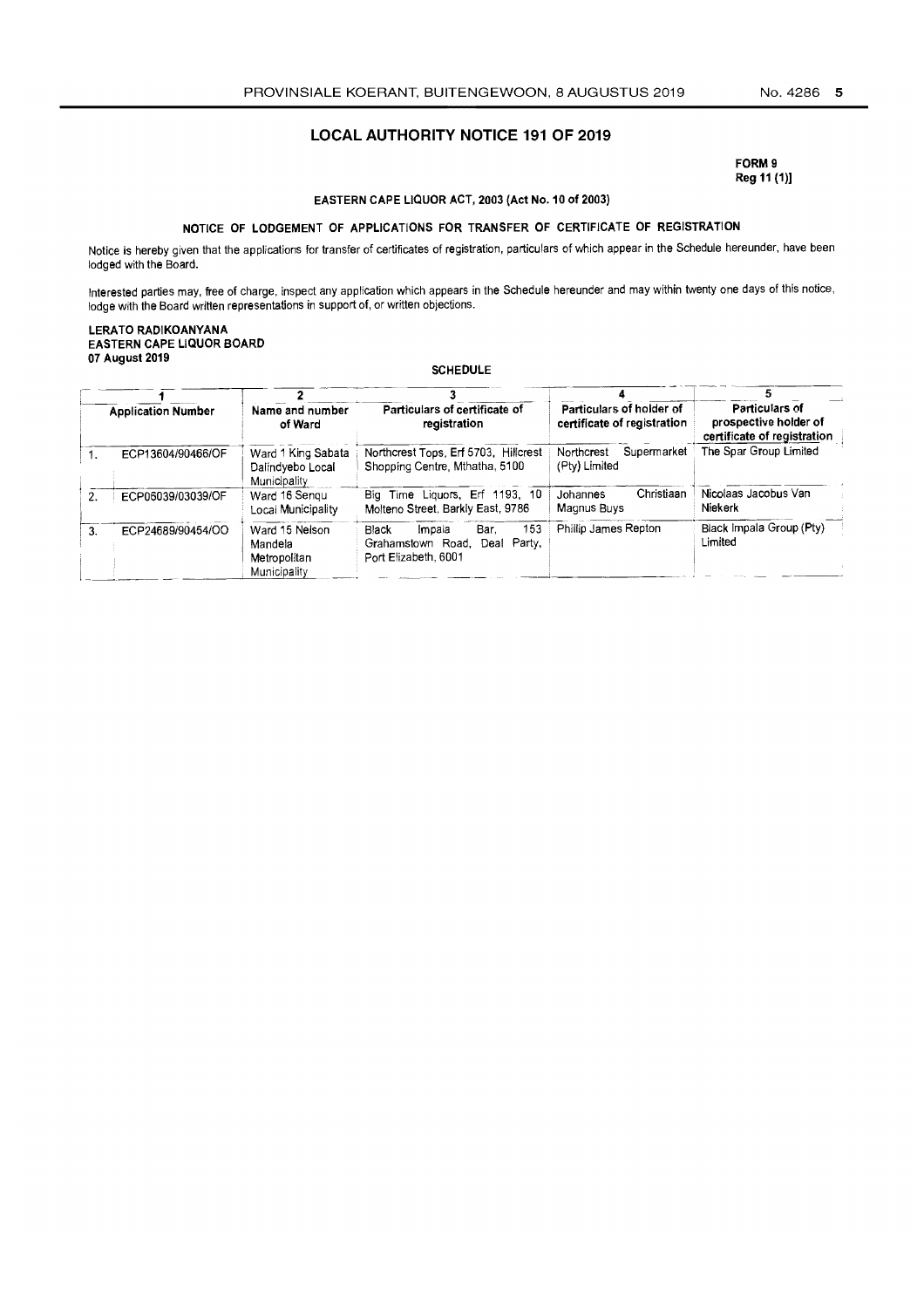## LOCAL AUTHORITY NOTICE 191 OF 2019

**FORM 9**
**Reg 11 (1)]**

**EASTERN CAPE LIQUOR ACT, 2003 (Act No. 10 of 2003)**

**NOTICE OF LODGEMENT OF APPLICATIONS FOR TRANSFER OF CERTIFICATE OF REGISTRATION**

Notice is hereby given that the applications for transfer of certificates of registration, particulars of which appear in the Schedule hereunder, have been lodged with the Board.

Interested parties may, free of charge, inspect any application which appears in the Schedule hereunder and may within twenty one days of this notice, lodge with the Board written representations in support of, or written objections.

**LERATO RADIKOANYANA**
**EASTERN CAPE LIQUOR BOARD**
**07 August 2019**

**SCHEDULE**

| 1 | | 2 | 3 | 4 | 5 |
|---|---|---|---|---|---|
| **Application Number** | | **Name and number of Ward** | **Particulars of certificate of registration** | **Particulars of holder of certificate of registration** | **Particulars of prospective holder of certificate of registration** |
| 1. | ECP13604/90466/OF | Ward 1 King Sabata Dalindyebo Local Municipality | Northcrest Tops, Erf 5703, Hillcrest Shopping Centre, Mthatha, 5100 | Northcrest Supermarket (Pty) Limited | The Spar Group Limited |
| 2. | ECP06039/03039/OF | Ward 16 Senqu Local Municipality | Big Time Liquors, Erf 1193, 10 Molteno Street, Barkly East, 9786 | Johannes Christiaan Magnus Buys | Nicolaas Jacobus Van Niekerk |
| 3. | ECP24689/90454/OO | Ward 15 Nelson Mandela Metropolitan Municipality | Black Impala Bar, 153 Grahamstown Road, Deal Party, Port Elizabeth, 6001 | Phillip James Repton | Black Impala Group (Pty) Limited |